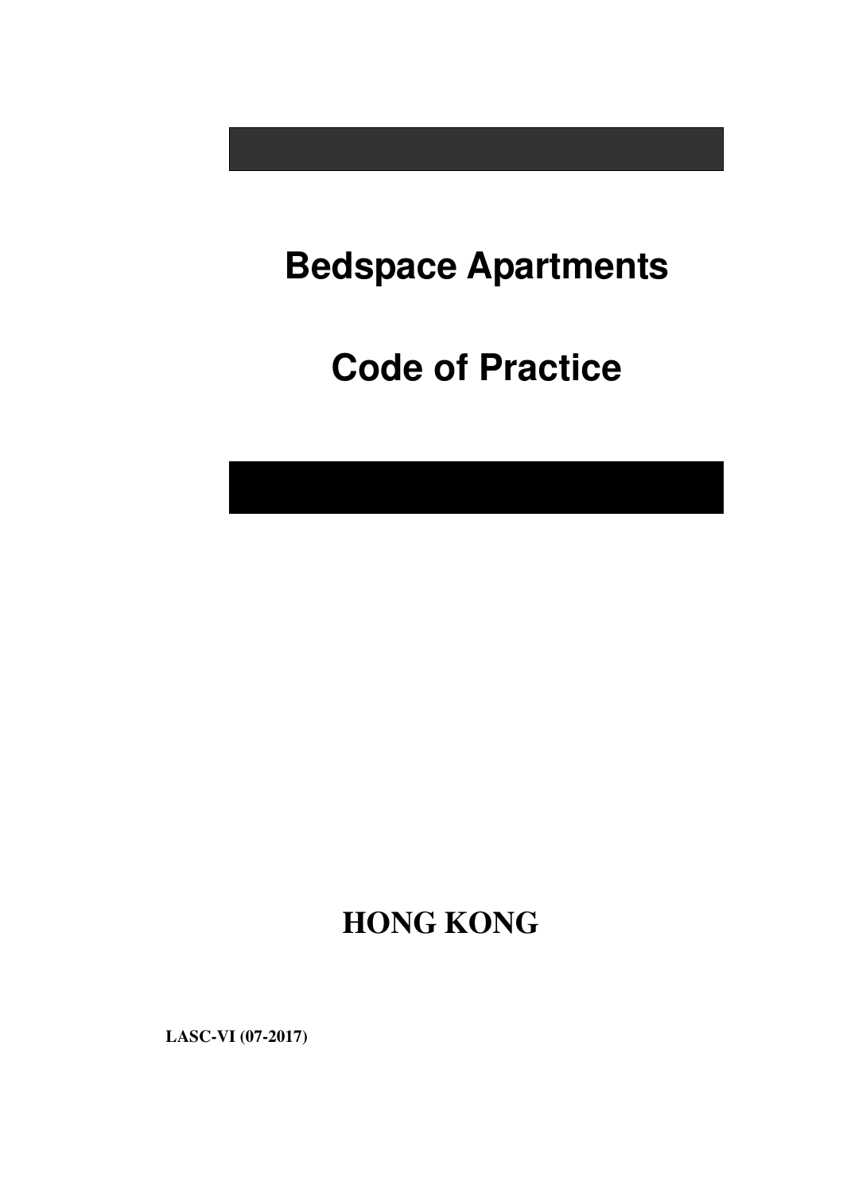# Bedspace Apartments

# Code of Practice

**HONG KONG**

**LASC-VI (07-2017)**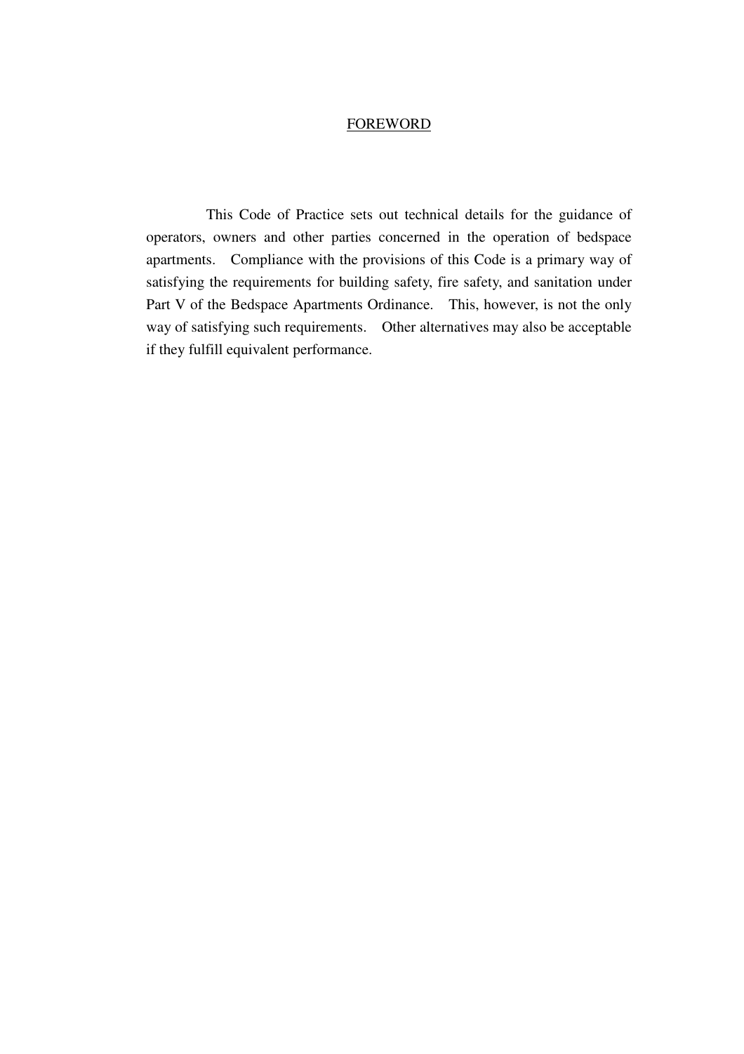# FOREWORD

This Code of Practice sets out technical details for the guidance of operators, owners and other parties concerned in the operation of bedspace apartments. Compliance with the provisions of this Code is a primary way of satisfying the requirements for building safety, fire safety, and sanitation under Part V of the Bedspace Apartments Ordinance. This, however, is not the only way of satisfying such requirements. Other alternatives may also be acceptable if they fulfill equivalent performance.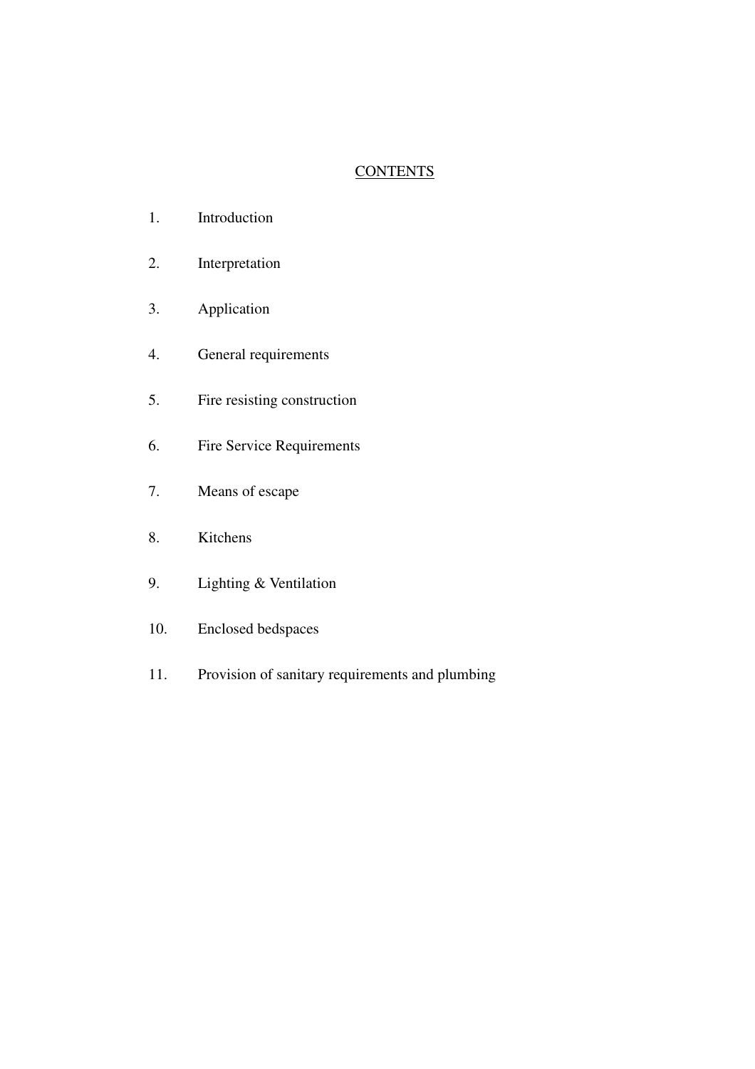# CONTENTS

1. Introduction
2. Interpretation
3. Application
4. General requirements
5. Fire resisting construction
6. Fire Service Requirements
7. Means of escape
8. Kitchens
9. Lighting & Ventilation
10. Enclosed bedspaces
11. Provision of sanitary requirements and plumbing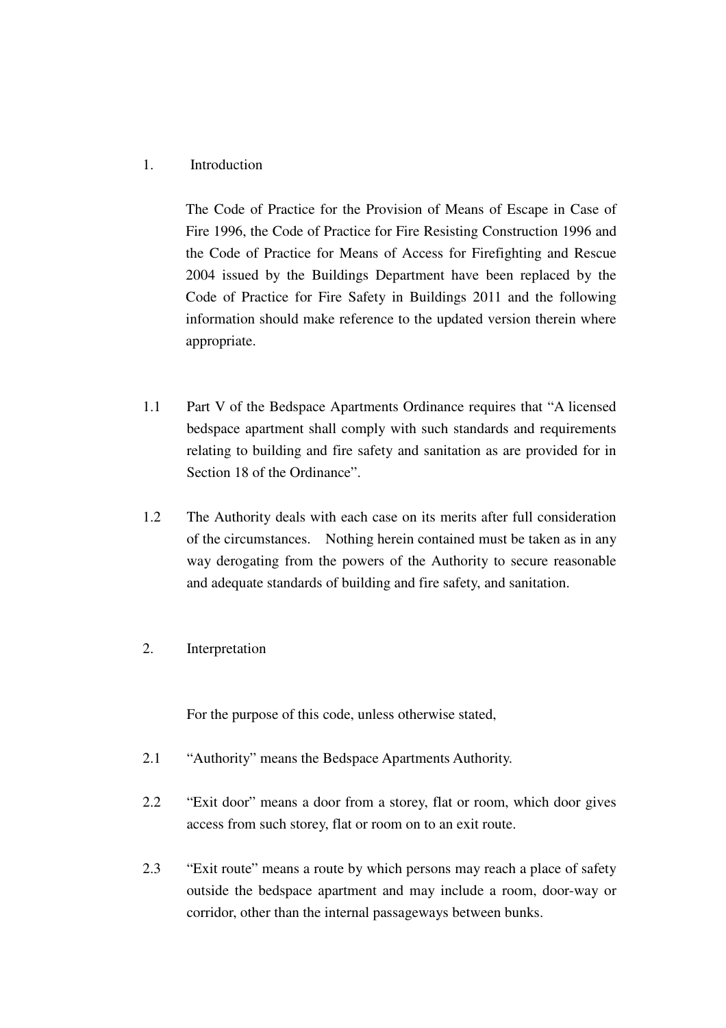## 1. Introduction

The Code of Practice for the Provision of Means of Escape in Case of Fire 1996, the Code of Practice for Fire Resisting Construction 1996 and the Code of Practice for Means of Access for Firefighting and Rescue 2004 issued by the Buildings Department have been replaced by the Code of Practice for Fire Safety in Buildings 2011 and the following information should make reference to the updated version therein where appropriate.

1.1 Part V of the Bedspace Apartments Ordinance requires that "A licensed bedspace apartment shall comply with such standards and requirements relating to building and fire safety and sanitation as are provided for in Section 18 of the Ordinance".

1.2 The Authority deals with each case on its merits after full consideration of the circumstances. Nothing herein contained must be taken as in any way derogating from the powers of the Authority to secure reasonable and adequate standards of building and fire safety, and sanitation.

## 2. Interpretation

For the purpose of this code, unless otherwise stated,

2.1 "Authority" means the Bedspace Apartments Authority.

2.2 "Exit door" means a door from a storey, flat or room, which door gives access from such storey, flat or room on to an exit route.

2.3 "Exit route" means a route by which persons may reach a place of safety outside the bedspace apartment and may include a room, door-way or corridor, other than the internal passageways between bunks.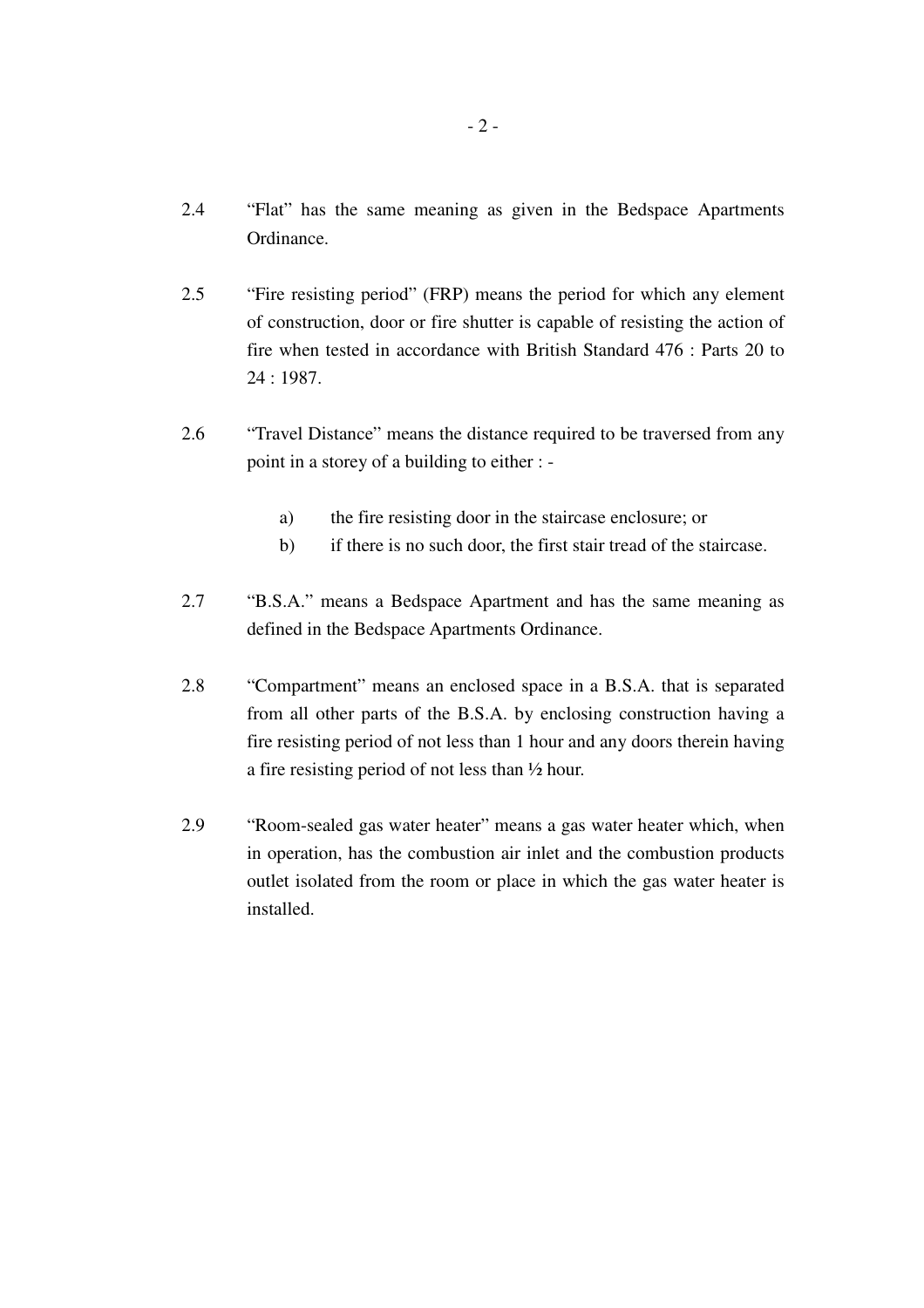2.4 "Flat" has the same meaning as given in the Bedspace Apartments Ordinance.

2.5 "Fire resisting period" (FRP) means the period for which any element of construction, door or fire shutter is capable of resisting the action of fire when tested in accordance with British Standard 476 : Parts 20 to 24 : 1987.

2.6 "Travel Distance" means the distance required to be traversed from any point in a storey of a building to either : -

   a) the fire resisting door in the staircase enclosure; or
   b) if there is no such door, the first stair tread of the staircase.

2.7 "B.S.A." means a Bedspace Apartment and has the same meaning as defined in the Bedspace Apartments Ordinance.

2.8 "Compartment" means an enclosed space in a B.S.A. that is separated from all other parts of the B.S.A. by enclosing construction having a fire resisting period of not less than 1 hour and any doors therein having a fire resisting period of not less than ½ hour.

2.9 "Room-sealed gas water heater" means a gas water heater which, when in operation, has the combustion air inlet and the combustion products outlet isolated from the room or place in which the gas water heater is installed.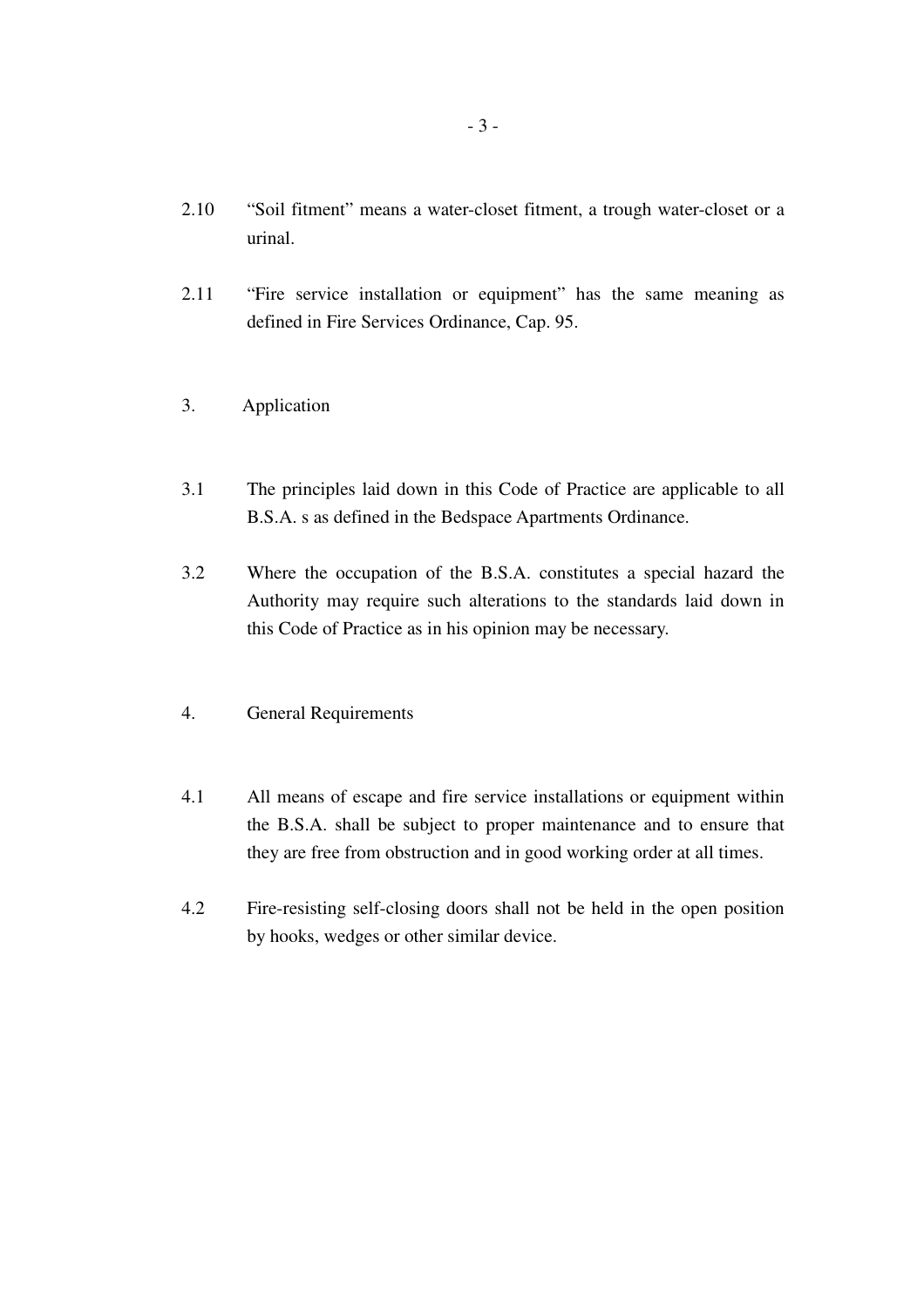2.10 "Soil fitment" means a water-closet fitment, a trough water-closet or a urinal.

2.11 "Fire service installation or equipment" has the same meaning as defined in Fire Services Ordinance, Cap. 95.

## 3. Application

3.1 The principles laid down in this Code of Practice are applicable to all B.S.A. s as defined in the Bedspace Apartments Ordinance.

3.2 Where the occupation of the B.S.A. constitutes a special hazard the Authority may require such alterations to the standards laid down in this Code of Practice as in his opinion may be necessary.

## 4. General Requirements

4.1 All means of escape and fire service installations or equipment within the B.S.A. shall be subject to proper maintenance and to ensure that they are free from obstruction and in good working order at all times.

4.2 Fire-resisting self-closing doors shall not be held in the open position by hooks, wedges or other similar device.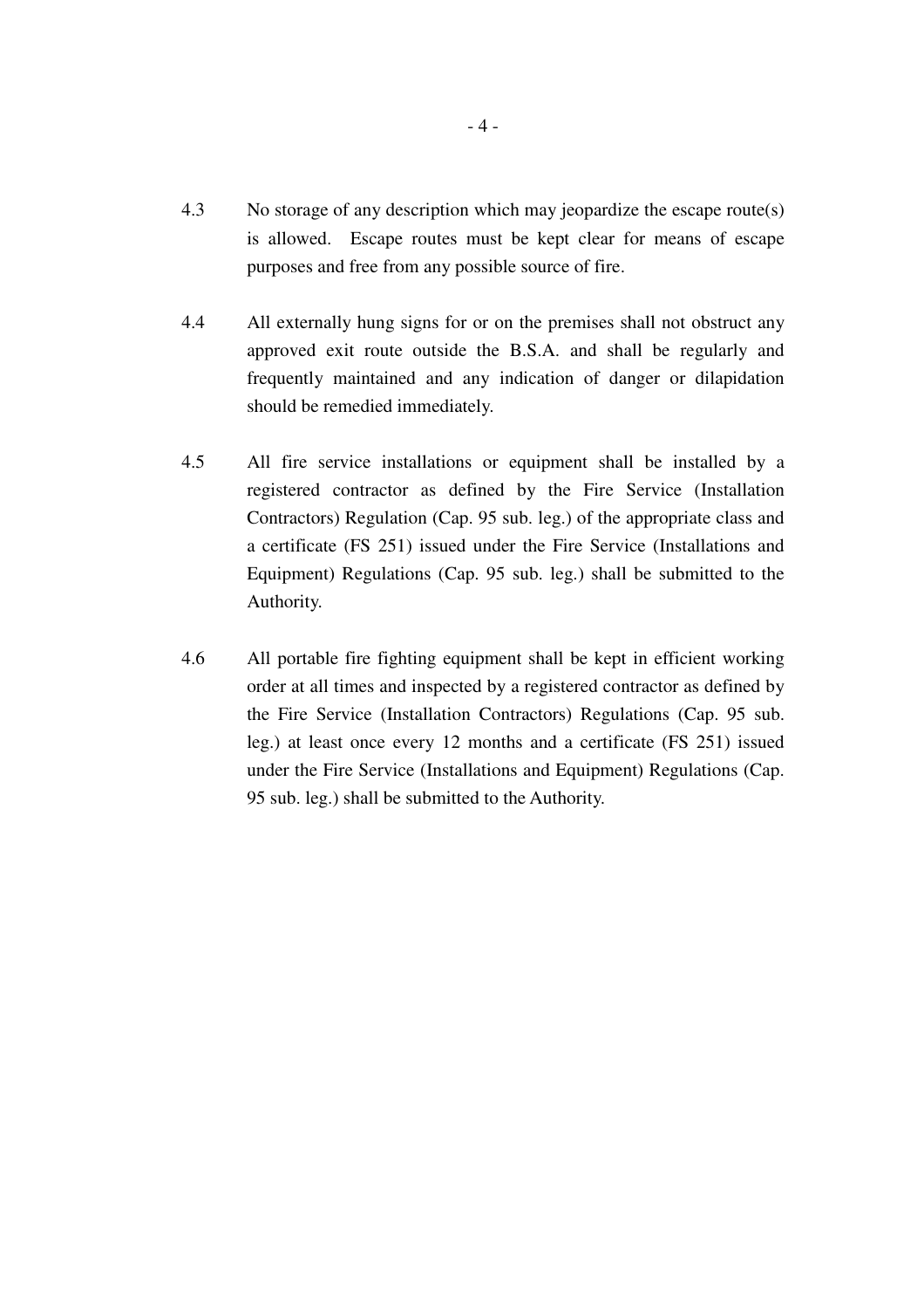4.3 No storage of any description which may jeopardize the escape route(s) is allowed. Escape routes must be kept clear for means of escape purposes and free from any possible source of fire.

4.4 All externally hung signs for or on the premises shall not obstruct any approved exit route outside the B.S.A. and shall be regularly and frequently maintained and any indication of danger or dilapidation should be remedied immediately.

4.5 All fire service installations or equipment shall be installed by a registered contractor as defined by the Fire Service (Installation Contractors) Regulation (Cap. 95 sub. leg.) of the appropriate class and a certificate (FS 251) issued under the Fire Service (Installations and Equipment) Regulations (Cap. 95 sub. leg.) shall be submitted to the Authority.

4.6 All portable fire fighting equipment shall be kept in efficient working order at all times and inspected by a registered contractor as defined by the Fire Service (Installation Contractors) Regulations (Cap. 95 sub. leg.) at least once every 12 months and a certificate (FS 251) issued under the Fire Service (Installations and Equipment) Regulations (Cap. 95 sub. leg.) shall be submitted to the Authority.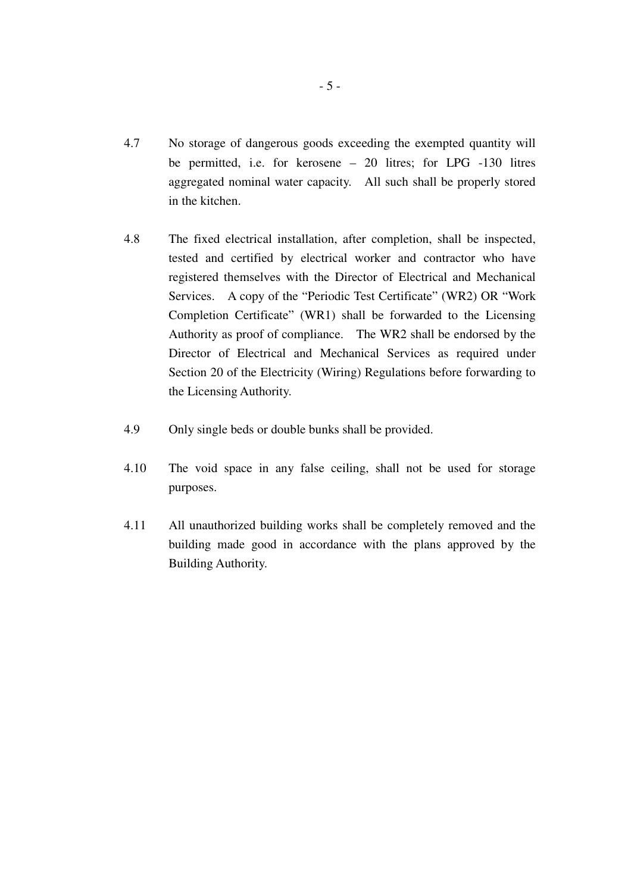4.7 No storage of dangerous goods exceeding the exempted quantity will be permitted, i.e. for kerosene – 20 litres; for LPG -130 litres aggregated nominal water capacity. All such shall be properly stored in the kitchen.

4.8 The fixed electrical installation, after completion, shall be inspected, tested and certified by electrical worker and contractor who have registered themselves with the Director of Electrical and Mechanical Services. A copy of the "Periodic Test Certificate" (WR2) OR "Work Completion Certificate" (WR1) shall be forwarded to the Licensing Authority as proof of compliance. The WR2 shall be endorsed by the Director of Electrical and Mechanical Services as required under Section 20 of the Electricity (Wiring) Regulations before forwarding to the Licensing Authority.

4.9 Only single beds or double bunks shall be provided.

4.10 The void space in any false ceiling, shall not be used for storage purposes.

4.11 All unauthorized building works shall be completely removed and the building made good in accordance with the plans approved by the Building Authority.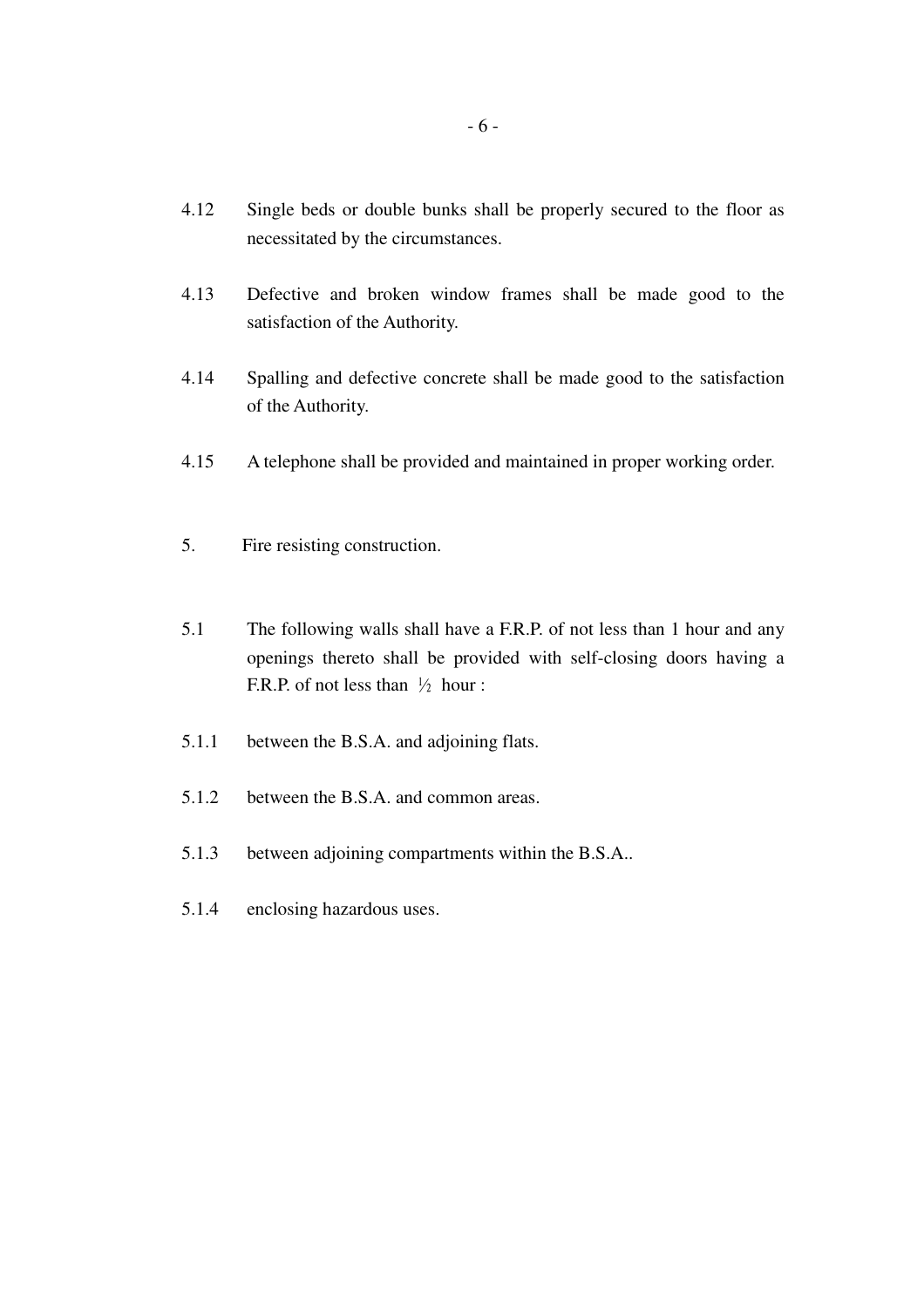4.12 Single beds or double bunks shall be properly secured to the floor as necessitated by the circumstances.

4.13 Defective and broken window frames shall be made good to the satisfaction of the Authority.

4.14 Spalling and defective concrete shall be made good to the satisfaction of the Authority.

4.15 A telephone shall be provided and maintained in proper working order.

5. Fire resisting construction.

5.1 The following walls shall have a F.R.P. of not less than 1 hour and any openings thereto shall be provided with self-closing doors having a F.R.P. of not less than ½ hour :

5.1.1 between the B.S.A. and adjoining flats.

5.1.2 between the B.S.A. and common areas.

5.1.3 between adjoining compartments within the B.S.A..

5.1.4 enclosing hazardous uses.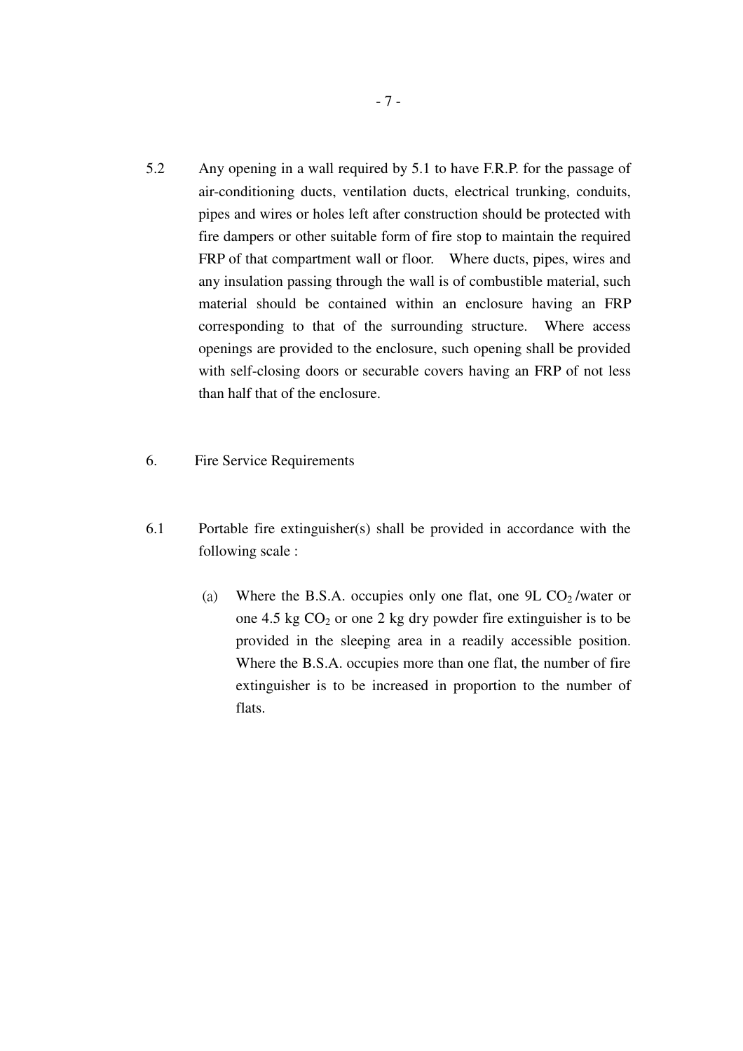5.2 Any opening in a wall required by 5.1 to have F.R.P. for the passage of air-conditioning ducts, ventilation ducts, electrical trunking, conduits, pipes and wires or holes left after construction should be protected with fire dampers or other suitable form of fire stop to maintain the required FRP of that compartment wall or floor. Where ducts, pipes, wires and any insulation passing through the wall is of combustible material, such material should be contained within an enclosure having an FRP corresponding to that of the surrounding structure. Where access openings are provided to the enclosure, such opening shall be provided with self-closing doors or securable covers having an FRP of not less than half that of the enclosure.

## 6. Fire Service Requirements

6.1 Portable fire extinguisher(s) shall be provided in accordance with the following scale :

(a) Where the B.S.A. occupies only one flat, one 9L $CO_2$ /water or one 4.5 kg $CO_2$ or one 2 kg dry powder fire extinguisher is to be provided in the sleeping area in a readily accessible position. Where the B.S.A. occupies more than one flat, the number of fire extinguisher is to be increased in proportion to the number of flats.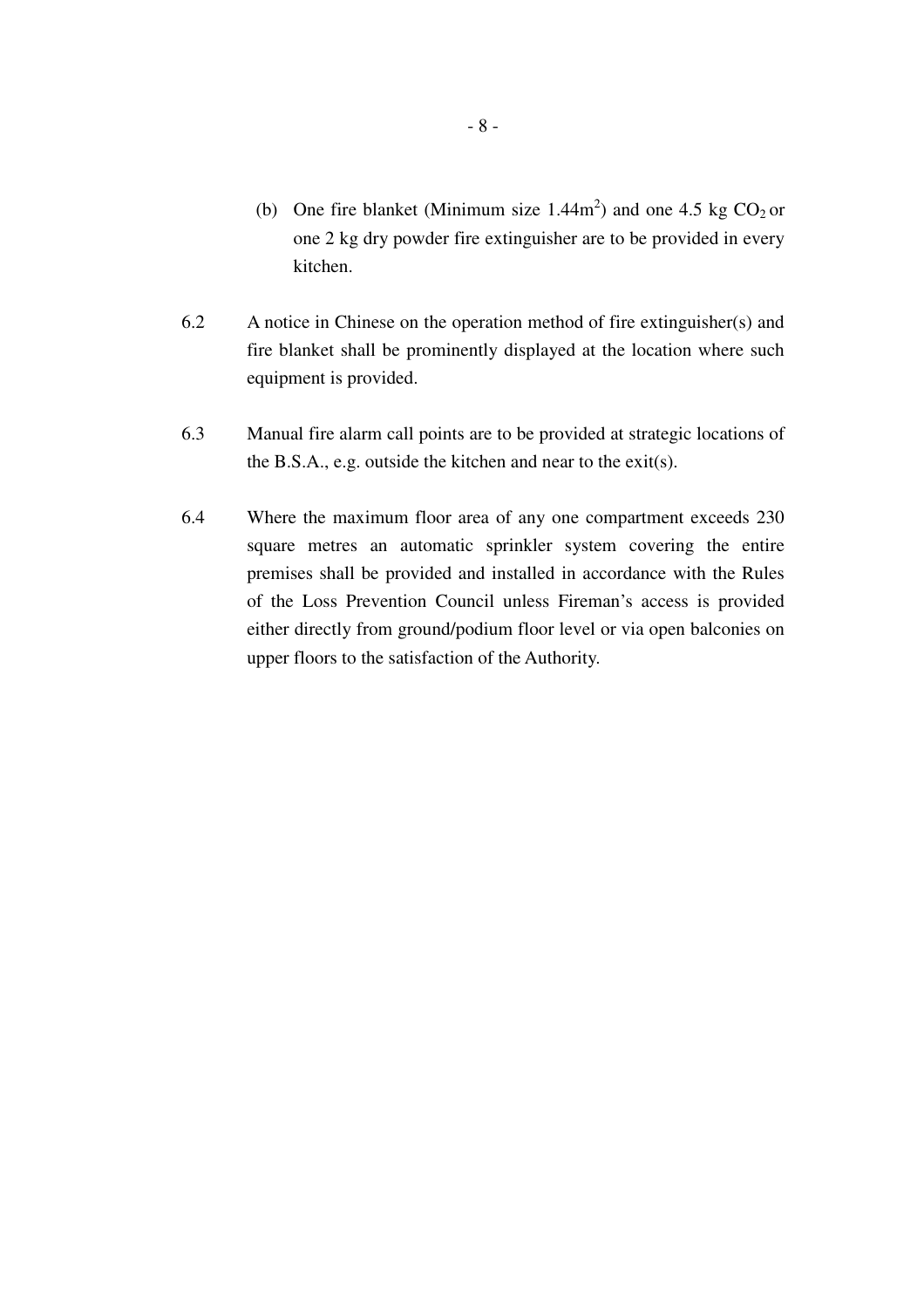(b) One fire blanket (Minimum size $1.44m^2$) and one 4.5 kg $CO_2$ or one 2 kg dry powder fire extinguisher are to be provided in every kitchen.

6.2 A notice in Chinese on the operation method of fire extinguisher(s) and fire blanket shall be prominently displayed at the location where such equipment is provided.

6.3 Manual fire alarm call points are to be provided at strategic locations of the B.S.A., e.g. outside the kitchen and near to the exit(s).

6.4 Where the maximum floor area of any one compartment exceeds 230 square metres an automatic sprinkler system covering the entire premises shall be provided and installed in accordance with the Rules of the Loss Prevention Council unless Fireman's access is provided either directly from ground/podium floor level or via open balconies on upper floors to the satisfaction of the Authority.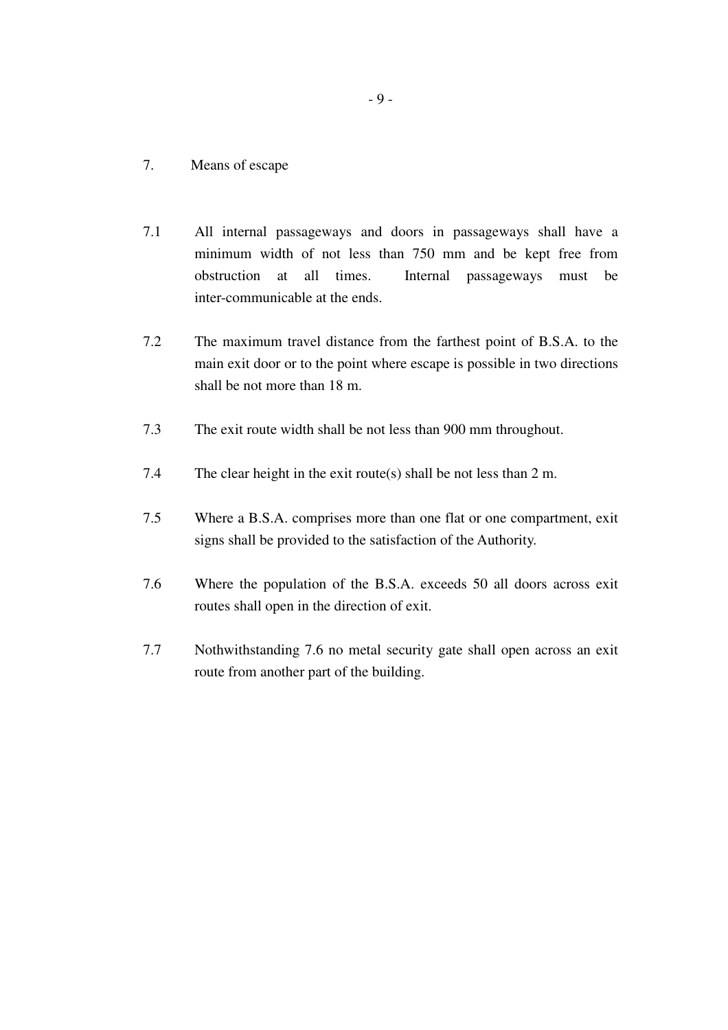## 7. Means of escape

7.1 All internal passageways and doors in passageways shall have a minimum width of not less than 750 mm and be kept free from obstruction at all times. Internal passageways must be inter-communicable at the ends.

7.2 The maximum travel distance from the farthest point of B.S.A. to the main exit door or to the point where escape is possible in two directions shall be not more than 18 m.

7.3 The exit route width shall be not less than 900 mm throughout.

7.4 The clear height in the exit route(s) shall be not less than 2 m.

7.5 Where a B.S.A. comprises more than one flat or one compartment, exit signs shall be provided to the satisfaction of the Authority.

7.6 Where the population of the B.S.A. exceeds 50 all doors across exit routes shall open in the direction of exit.

7.7 Nothwithstanding 7.6 no metal security gate shall open across an exit route from another part of the building.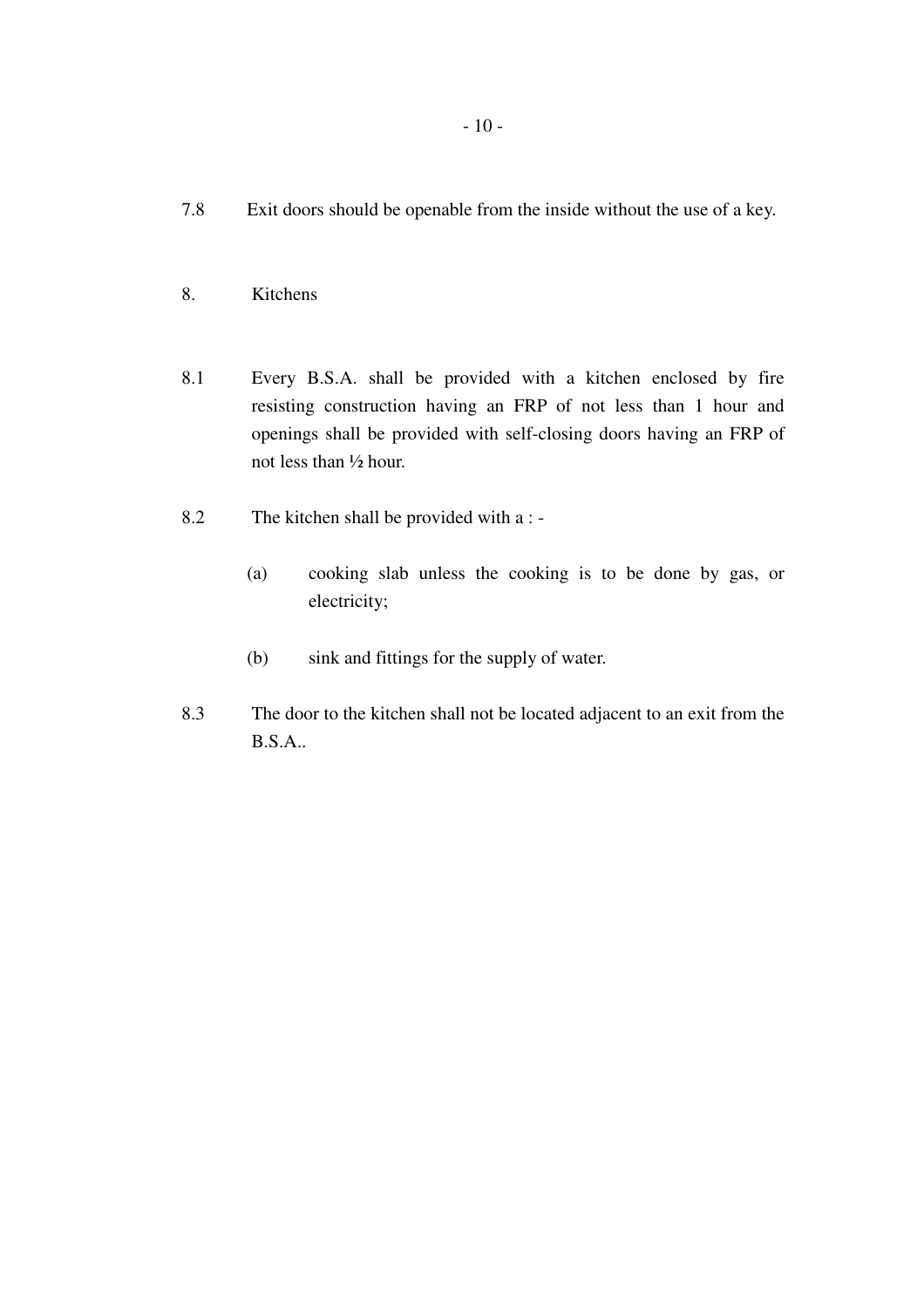7.8 Exit doors should be openable from the inside without the use of a key.

## 8. Kitchens

8.1 Every B.S.A. shall be provided with a kitchen enclosed by fire resisting construction having an FRP of not less than 1 hour and openings shall be provided with self-closing doors having an FRP of not less than ½ hour.

8.2 The kitchen shall be provided with a : -

(a) cooking slab unless the cooking is to be done by gas, or electricity;

(b) sink and fittings for the supply of water.

8.3 The door to the kitchen shall not be located adjacent to an exit from the B.S.A..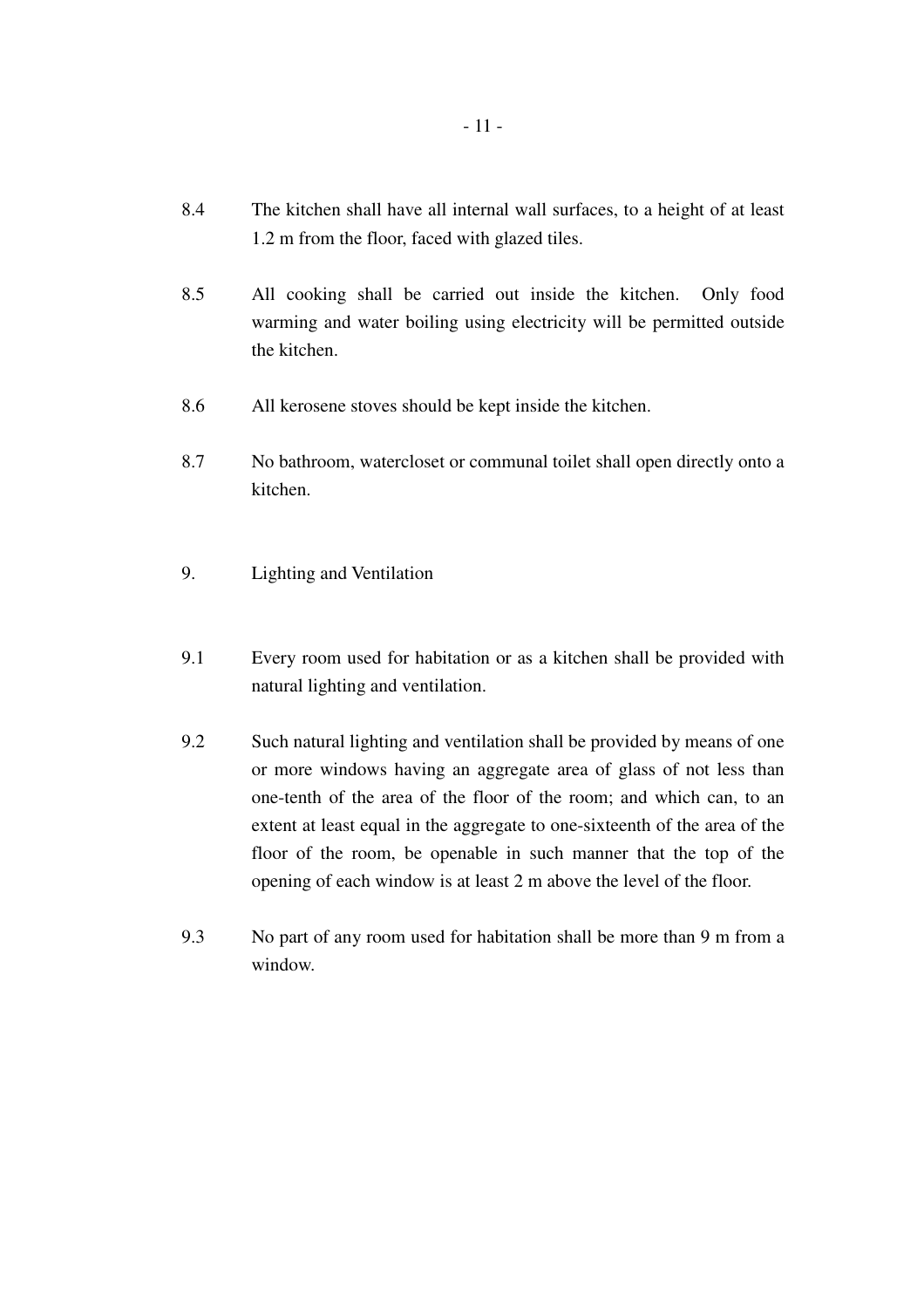8.4 The kitchen shall have all internal wall surfaces, to a height of at least 1.2 m from the floor, faced with glazed tiles.

8.5 All cooking shall be carried out inside the kitchen. Only food warming and water boiling using electricity will be permitted outside the kitchen.

8.6 All kerosene stoves should be kept inside the kitchen.

8.7 No bathroom, watercloset or communal toilet shall open directly onto a kitchen.

## 9. Lighting and Ventilation

9.1 Every room used for habitation or as a kitchen shall be provided with natural lighting and ventilation.

9.2 Such natural lighting and ventilation shall be provided by means of one or more windows having an aggregate area of glass of not less than one-tenth of the area of the floor of the room; and which can, to an extent at least equal in the aggregate to one-sixteenth of the area of the floor of the room, be openable in such manner that the top of the opening of each window is at least 2 m above the level of the floor.

9.3 No part of any room used for habitation shall be more than 9 m from a window.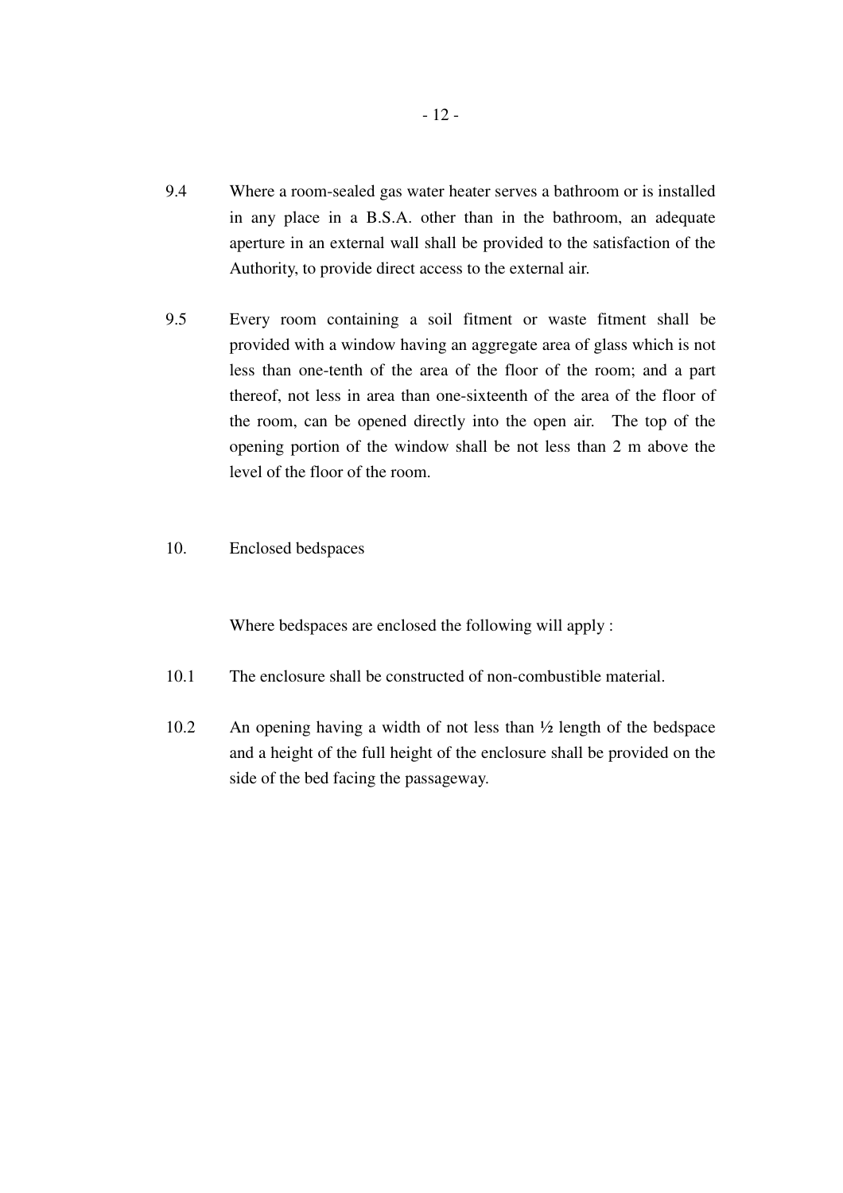9.4 Where a room-sealed gas water heater serves a bathroom or is installed in any place in a B.S.A. other than in the bathroom, an adequate aperture in an external wall shall be provided to the satisfaction of the Authority, to provide direct access to the external air.

9.5 Every room containing a soil fitment or waste fitment shall be provided with a window having an aggregate area of glass which is not less than one-tenth of the area of the floor of the room; and a part thereof, not less in area than one-sixteenth of the area of the floor of the room, can be opened directly into the open air. The top of the opening portion of the window shall be not less than 2 m above the level of the floor of the room.

## 10. Enclosed bedspaces

Where bedspaces are enclosed the following will apply :

10.1 The enclosure shall be constructed of non-combustible material.

10.2 An opening having a width of not less than ½ length of the bedspace and a height of the full height of the enclosure shall be provided on the side of the bed facing the passageway.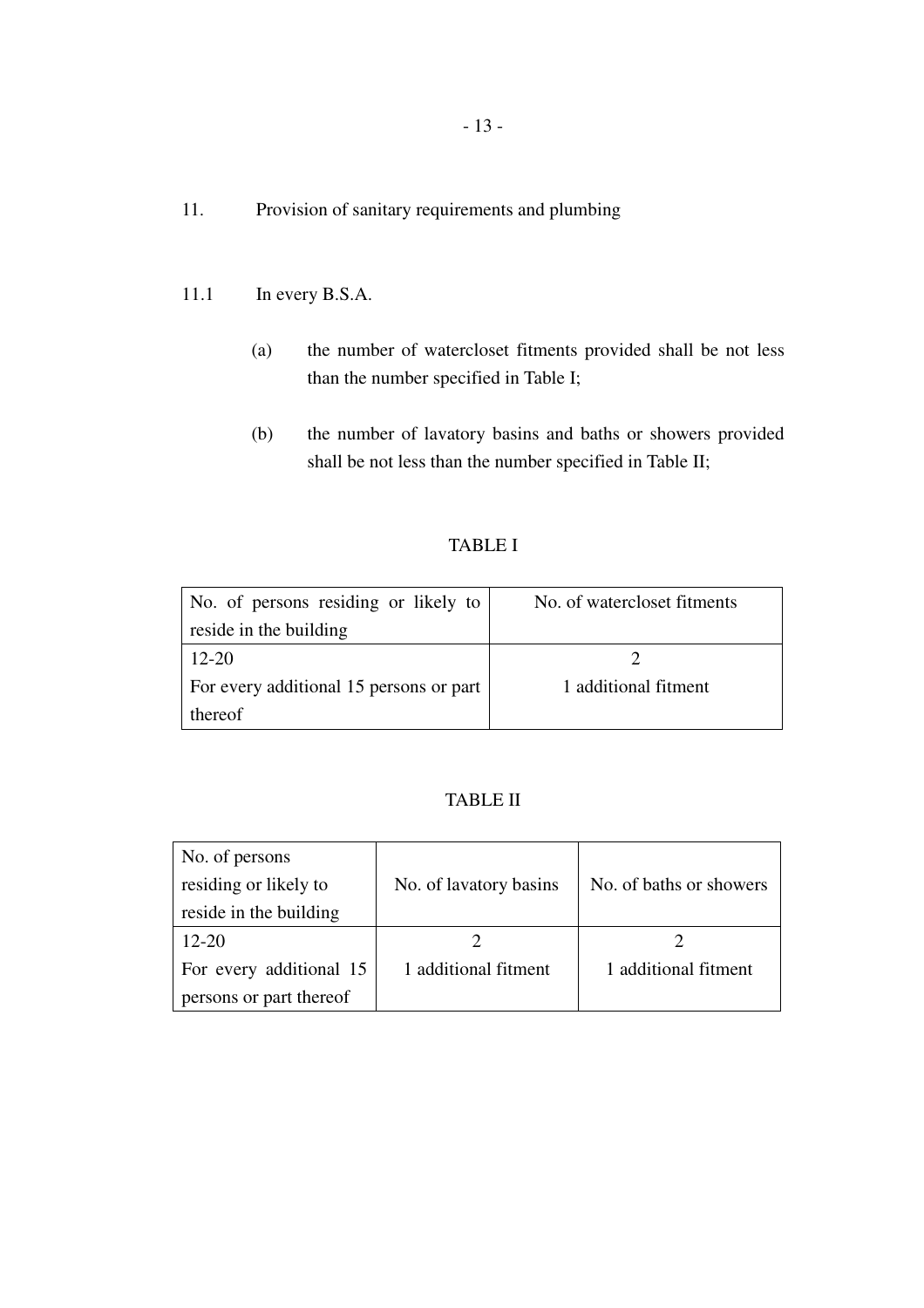## 11. Provision of sanitary requirements and plumbing

11.1 In every B.S.A.

(a) the number of watercloset fitments provided shall be not less than the number specified in Table I;

(b) the number of lavatory basins and baths or showers provided shall be not less than the number specified in Table II;

TABLE I

| No. of persons residing or likely to reside in the building | No. of watercloset fitments |
|---|---|
| 12-20 | 2 |
| For every additional 15 persons or part thereof | 1 additional fitment |

TABLE II

| No. of persons residing or likely to reside in the building | No. of lavatory basins | No. of baths or showers |
|---|---|---|
| 12-20 | 2 | 2 |
| For every additional 15 persons or part thereof | 1 additional fitment | 1 additional fitment |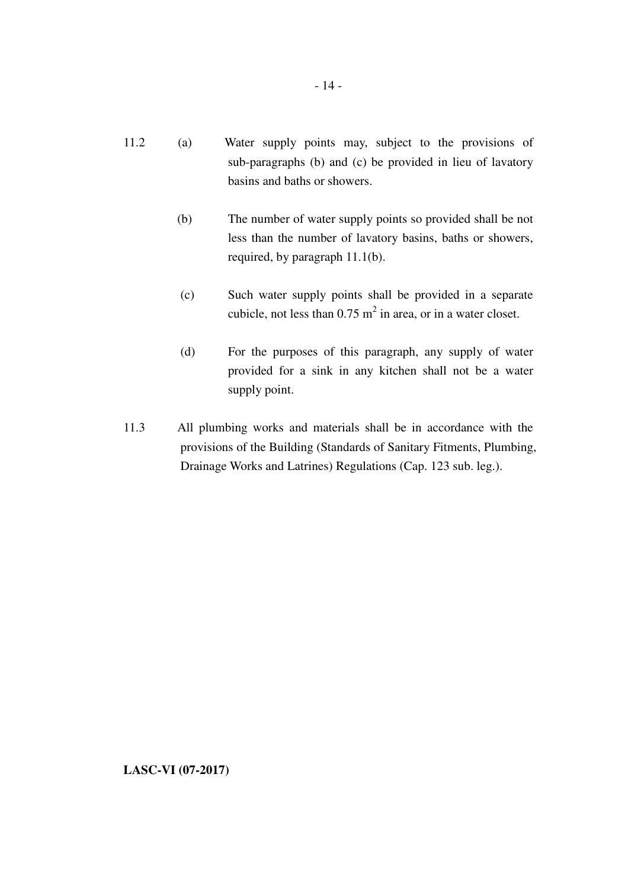11.2 (a) Water supply points may, subject to the provisions of sub-paragraphs (b) and (c) be provided in lieu of lavatory basins and baths or showers.

(b) The number of water supply points so provided shall be not less than the number of lavatory basins, baths or showers, required, by paragraph 11.1(b).

(c) Such water supply points shall be provided in a separate cubicle, not less than 0.75 $m^2$ in area, or in a water closet.

(d) For the purposes of this paragraph, any supply of water provided for a sink in any kitchen shall not be a water supply point.

11.3 All plumbing works and materials shall be in accordance with the provisions of the Building (Standards of Sanitary Fitments, Plumbing, Drainage Works and Latrines) Regulations (Cap. 123 sub. leg.).

**LASC-VI (07-2017)**